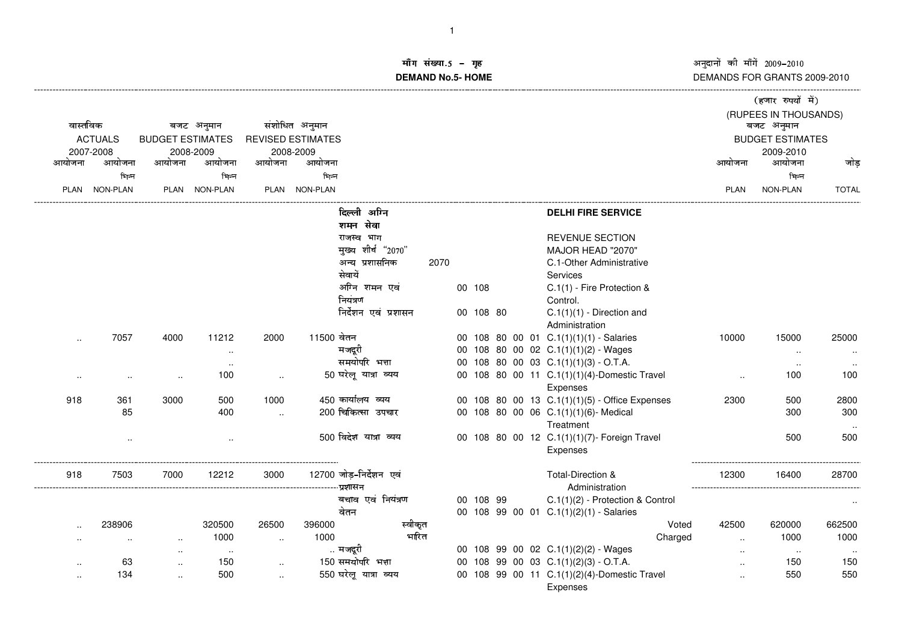माँग संख्या.5 – गृह

**DEMAND No.5- HOME**

अनुदानों की माँगें 2009-2010

DEMANDS FOR GRANTS 2009-2010

(हजार रुपयों में)

(RUPEES IN THOUSANDS)

| वास्तविक ACTUALS 2007-2008 | | बजट अनुमान BUDGET ESTIMATES 2008-2009 | | संशोधित अनुमान REVISED ESTIMATES 2008-2009 | | | | | बजट अनुमान BUDGET ESTIMATES 2009-2010 | | |
|---|---|---|---|---|---|---|---|---|---|---|---|
| आयोजना PLAN | आयोजना भिन्न NON-PLAN | आयोजना PLAN | आयोजना भिन्न NON-PLAN | आयोजना PLAN | आयोजना भिन्न NON-PLAN | | | | आयोजना PLAN | आयोजना भिन्न NON-PLAN | जोड़ TOTAL |
| | | | | | | दिल्ली अग्नि शमन सेवा | | **DELHI FIRE SERVICE** | | | |
| | | | | | | राजस्व भाग | | REVENUE SECTION | | | |
| | | | | | | मुख्य शीर्ष "2070" | | MAJOR HEAD "2070" | | | |
| | | | | | | अन्य प्रशासनिक सेवायें | 2070 | C.1-Other Administrative Services | | | |
| | | | | | | अग्नि शमन एवं नियंत्रण | 00 108 | C.1(1) - Fire Protection & Control. | | | |
| | | | | | | निर्देशन एवं प्रशासन | 00 108 80 | C.1(1)(1) - Direction and Administration | | | |
| .. | 7057 | 4000 | 11212 | 2000 | 11500 | वेतन | 00 108 80 00 01 | C.1(1)(1)(1) - Salaries | 10000 | 15000 | 25000 |
| | | | .. | | | मजदूरी | 00 108 80 00 02 | C.1(1)(1)(2) - Wages | | .. | .. |
| | | | .. | | | समयोपरि भत्ता | 00 108 80 00 03 | C.1(1)(1)(3) - O.T.A. | | .. | .. |
| .. | .. | .. | 100 | .. | 50 | घरेलू यात्रा व्यय | 00 108 80 00 11 | C.1(1)(1)(4)-Domestic Travel Expenses | .. | 100 | 100 |
| 918 | 361 | 3000 | 500 | 1000 | 450 | कार्यालय व्यय | 00 108 80 00 13 | C.1(1)(1)(5) - Office Expenses | 2300 | 500 | 2800 |
| | 85 | | 400 | .. | 200 | चिकित्सा उपचार | 00 108 80 00 06 | C.1(1)(1)(6)- Medical Treatment | | 300 | 300 |
| | .. | | .. | | 500 | विदेश यात्रा व्यय | 00 108 80 00 12 | C.1(1)(1)(7)- Foreign Travel Expenses | | 500 | 500 |
| 918 | 7503 | 7000 | 12212 | 3000 | 12700 | जोड़-निर्देशन एवं प्रशासन | | Total-Direction & Administration | 12300 | 16400 | 28700 |
| | | | | | | बचाव एवं नियंत्रण | 00 108 99 | C.1(1)(2) - Protection & Control | | | .. |
| | | | | | | वेतन | 00 108 99 00 01 | C.1(1)(2)(1) - Salaries | | | |
| .. | 238906 | | 320500 | 26500 | 396000 | स्वीकृत | | Voted | 42500 | 620000 | 662500 |
| .. | .. | .. | 1000 | .. | 1000 | भारित | | Charged | .. | 1000 | 1000 |
| | | .. | .. | | .. | मजदूरी | 00 108 99 00 02 | C.1(1)(2)(2) - Wages | .. | .. | .. |
| .. | 63 | .. | 150 | .. | 150 | समयोपरि भत्ता | 00 108 99 00 03 | C.1(1)(2)(3) - O.T.A. | .. | 150 | 150 |
| .. | 134 | .. | 500 | .. | 550 | घरेलू यात्रा व्यय | 00 108 99 00 11 | C.1(1)(2)(4)-Domestic Travel Expenses | .. | 550 | 550 |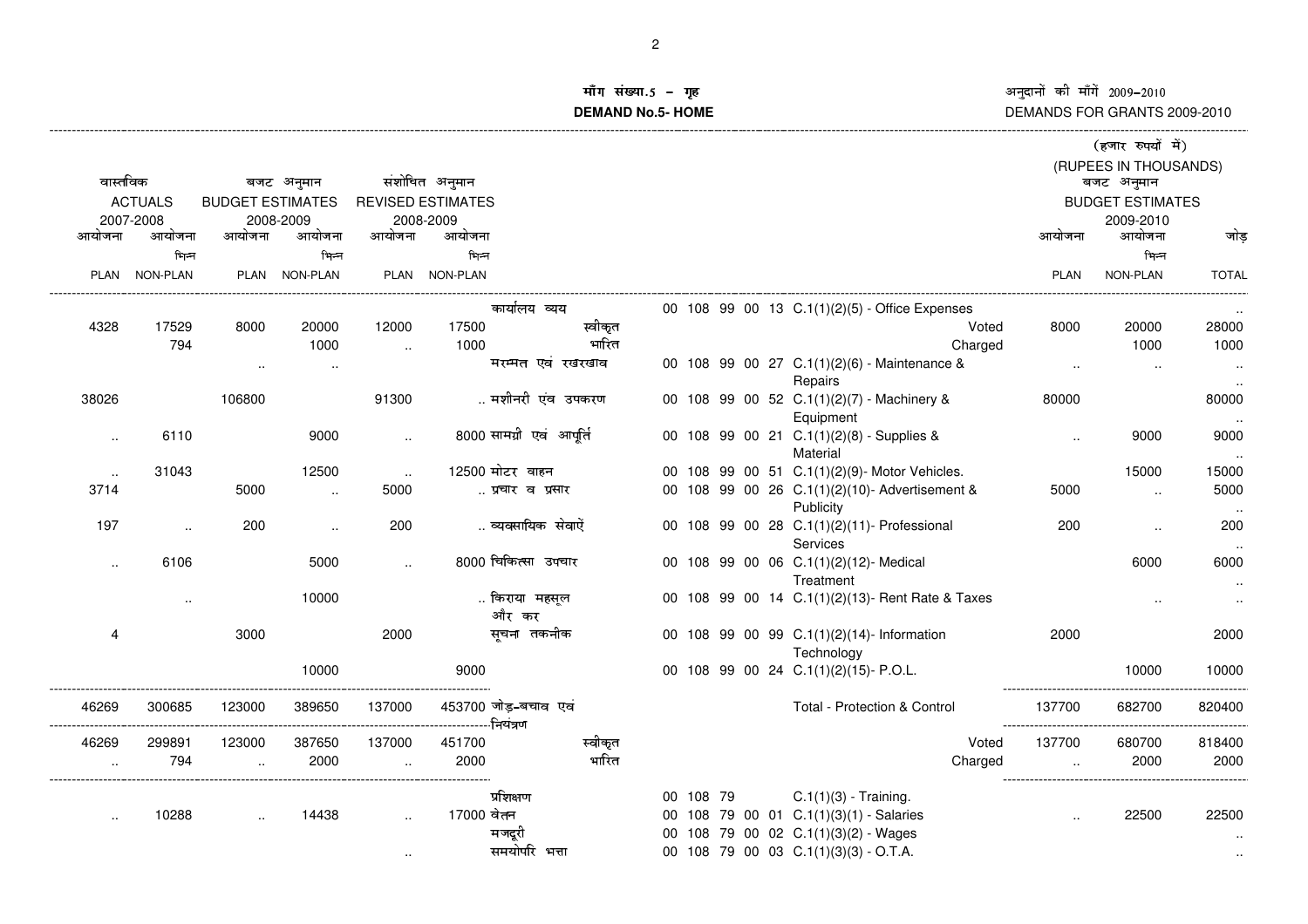**माँग संख्या.5 – गृह**

**DEMAND No.5- HOME**

अनुदानों की माँगें 2009–2010

DEMANDS FOR GRANTS 2009-2010

(हजार रुपयों में)
(RUPEES IN THOUSANDS)

| वास्तविक ACTUALS 2007-2008 | | बजट अनुमान BUDGET ESTIMATES 2008-2009 | | संशोधित अनुमान REVISED ESTIMATES 2008-2009 | | | | | बजट अनुमान BUDGET ESTIMATES 2009-2010 | | |
|---|---|---|---|---|---|---|---|---|---|---|---|
| आयोजना PLAN | आयोजना भिन्न NON-PLAN | आयोजना PLAN | आयोजना भिन्न NON-PLAN | आयोजना PLAN | आयोजना भिन्न NON-PLAN | | | | आयोजना PLAN | आयोजना भिन्न NON-PLAN | जोड़ TOTAL |
| | | | | | | कार्यालय व्यय | 00 108 99 00 13 | C.1(1)(2)(5) - Office Expenses | | | .. |
| 4328 | 17529 | 8000 | 20000 | 12000 | 17500 | स्वीकृत | | Voted | 8000 | 20000 | 28000 |
| | 794 | | 1000 | .. | 1000 | भारित | | Charged | | 1000 | 1000 |
| | | .. | .. | | | मरम्मत एवं रखरखाव | 00 108 99 00 27 | C.1(1)(2)(6) - Maintenance & Repairs | .. | .. | .. |
| 38026 | | 106800 | | 91300 | .. | मशीनरी एंव उपकरण | 00 108 99 00 52 | C.1(1)(2)(7) - Machinery & Equipment | 80000 | | 80000 |
| .. | 6110 | | 9000 | .. | 8000 | सामग्री एवं आपूर्ति | 00 108 99 00 21 | C.1(1)(2)(8) - Supplies & Material | .. | 9000 | 9000 |
| .. | 31043 | | 12500 | .. | 12500 | मोटर वाहन | 00 108 99 00 51 | C.1(1)(2)(9)- Motor Vehicles. | | 15000 | 15000 |
| 3714 | | 5000 | .. | 5000 | .. | प्रचार व प्रसार | 00 108 99 00 26 | C.1(1)(2)(10)- Advertisement & Publicity | 5000 | .. | 5000 |
| 197 | .. | 200 | .. | 200 | .. | व्यवसायिक सेवाऐं | 00 108 99 00 28 | C.1(1)(2)(11)- Professional Services | 200 | .. | 200 |
| .. | 6106 | | 5000 | .. | 8000 | चिकित्सा उपचार | 00 108 99 00 06 | C.1(1)(2)(12)- Medical Treatment | | 6000 | 6000 |
| | .. | | 10000 | | .. | किराया महसूल और कर | 00 108 99 00 14 | C.1(1)(2)(13)- Rent Rate & Taxes | | .. | .. |
| 4 | | 3000 | | 2000 | | सूचना तकनीक | 00 108 99 00 99 | C.1(1)(2)(14)- Information Technology | 2000 | | 2000 |
| | | | 10000 | | 9000 | | 00 108 99 00 24 | C.1(1)(2)(15)- P.O.L. | | 10000 | 10000 |
| 46269 | 300685 | 123000 | 389650 | 137000 | 453700 | जोड़-बचाव एवं नियंत्रण | | Total - Protection & Control | 137700 | 682700 | 820400 |
| 46269 | 299891 | 123000 | 387650 | 137000 | 451700 | स्वीकृत | | Voted | 137700 | 680700 | 818400 |
| .. | 794 | .. | 2000 | .. | 2000 | भारित | | Charged | .. | 2000 | 2000 |
| | | | | | | प्रशिक्षण | 00 108 79 | C.1(1)(3) - Training. | | | |
| .. | 10288 | .. | 14438 | .. | 17000 | वेतन | 00 108 79 00 01 | C.1(1)(3)(1) - Salaries | .. | 22500 | 22500 |
| | | | | | | मजदूरी | 00 108 79 00 02 | C.1(1)(3)(2) - Wages | | | .. |
| | | | | .. | | समयोपरि भत्ता | 00 108 79 00 03 | C.1(1)(3)(3) - O.T.A. | | | .. |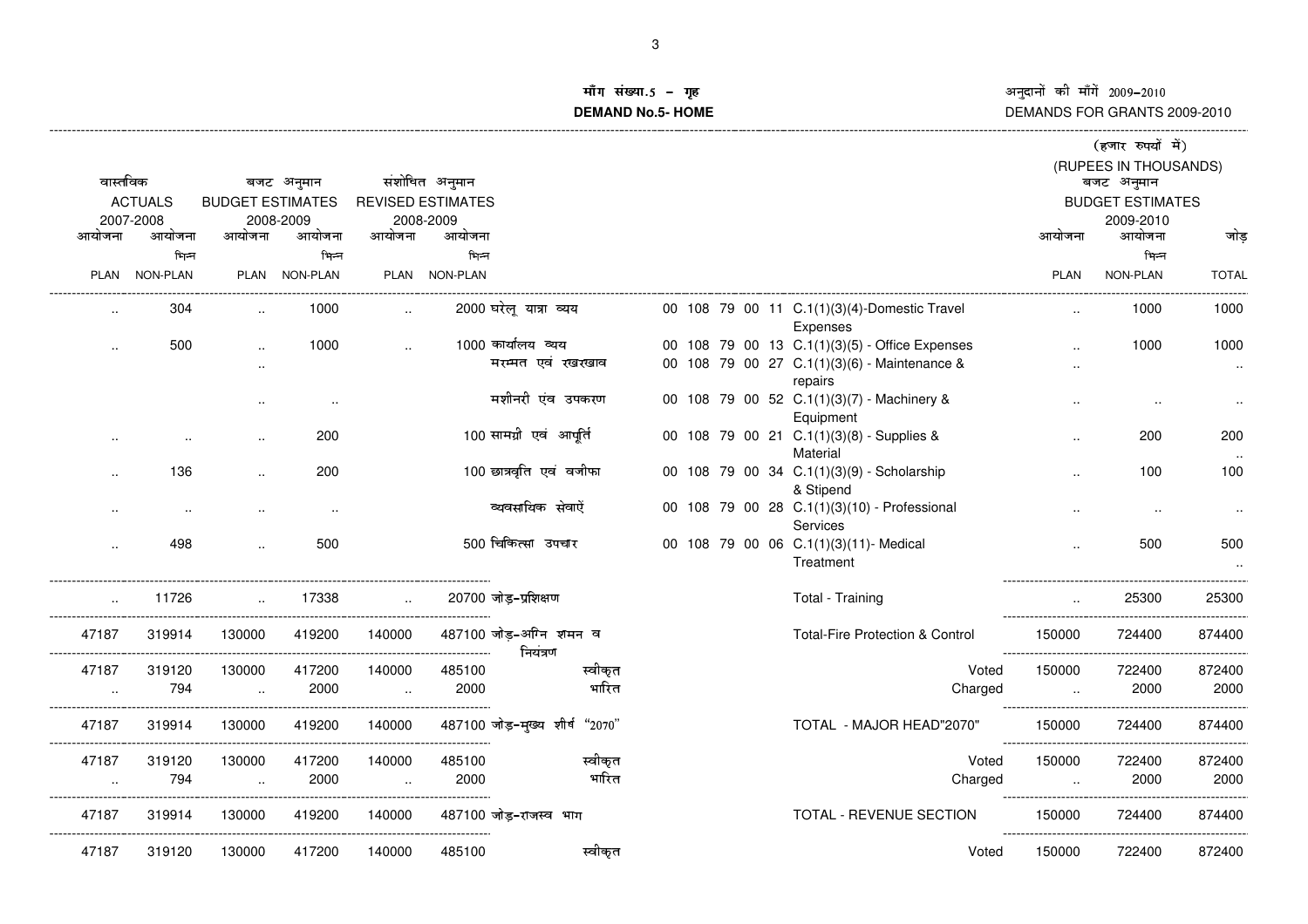**माँग संख्या.5 – गृह**
**DEMAND No.5- HOME**

अनुदानों की माँगें 2009–2010
DEMANDS FOR GRANTS 2009-2010

(हजार रुपयों में)
(RUPEES IN THOUSANDS)

| वास्तविक ACTUALS 2007-2008 आयोजना PLAN | आयोजना भिन्न NON-PLAN | बजट अनुमान BUDGET ESTIMATES 2008-2009 आयोजना PLAN | आयोजना भिन्न NON-PLAN | संशोधित अनुमान REVISED ESTIMATES 2008-2009 आयोजना PLAN | आयोजना भिन्न NON-PLAN | | | | बजट अनुमान BUDGET ESTIMATES 2009-2010 आयोजना PLAN | आयोजना भिन्न NON-PLAN | जोड़ TOTAL |
|---|---|---|---|---|---|---|---|---|---|---|---|
| .. | 304 | .. | 1000 | .. | 2000 | घरेलू यात्रा व्यय | 00 108 79 00 11 | C.1(1)(3)(4)-Domestic Travel Expenses | .. | 1000 | 1000 |
| .. | 500 | .. | 1000 | .. | 1000 | कार्यालय व्यय | 00 108 79 00 13 | C.1(1)(3)(5) - Office Expenses | .. | 1000 | 1000 |
| | | .. | | | | मरम्मत एवं रखरखाव | 00 108 79 00 27 | C.1(1)(3)(6) - Maintenance & repairs | .. | | .. |
| | | .. | .. | | | मशीनरी एंव उपकरण | 00 108 79 00 52 | C.1(1)(3)(7) - Machinery & Equipment | .. | .. | .. |
| .. | .. | .. | 200 | | 100 | सामग्री एवं आपूर्ति | 00 108 79 00 21 | C.1(1)(3)(8) - Supplies & Material | .. | 200 | 200 .. |
| .. | 136 | .. | 200 | | 100 | छात्रवृति एवं वजीफा | 00 108 79 00 34 | C.1(1)(3)(9) - Scholarship & Stipend | .. | 100 | 100 |
| .. | .. | .. | .. | | | व्यवसायिक सेवाऐं | 00 108 79 00 28 | C.1(1)(3)(10) - Professional Services | .. | .. | .. |
| .. | 498 | .. | 500 | | 500 | चिकित्सा उपचार | 00 108 79 00 06 | C.1(1)(3)(11)- Medical Treatment | .. | 500 | 500 .. |
| .. | 11726 | .. | 17338 | .. | 20700 | जोड़-प्रशिक्षण | | Total - Training | .. | 25300 | 25300 |
| 47187 | 319914 | 130000 | 419200 | 140000 | 487100 | जोड़-अग्नि शमन व नियंत्रण | | Total-Fire Protection & Control | 150000 | 724400 | 874400 |
| 47187 | 319120 | 130000 | 417200 | 140000 | 485100 | स्वीकृत | | Voted | 150000 | 722400 | 872400 |
| .. | 794 | .. | 2000 | .. | 2000 | भारित | | Charged | .. | 2000 | 2000 |
| 47187 | 319914 | 130000 | 419200 | 140000 | 487100 | जोड़-मुख्य शीर्ष "2070" | | TOTAL - MAJOR HEAD"2070" | 150000 | 724400 | 874400 |
| 47187 | 319120 | 130000 | 417200 | 140000 | 485100 | स्वीकृत | | Voted | 150000 | 722400 | 872400 |
| .. | 794 | .. | 2000 | .. | 2000 | भारित | | Charged | .. | 2000 | 2000 |
| 47187 | 319914 | 130000 | 419200 | 140000 | 487100 | जोड़-राजस्व भाग | | TOTAL - REVENUE SECTION | 150000 | 724400 | 874400 |
| 47187 | 319120 | 130000 | 417200 | 140000 | 485100 | स्वीकृत | | Voted | 150000 | 722400 | 872400 |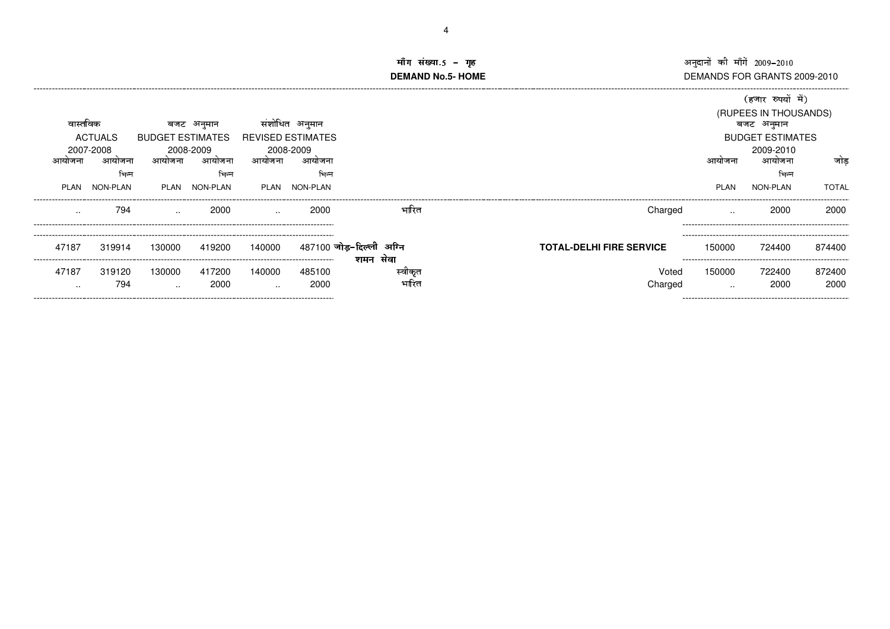माँग संख्या.5 – गृह

**DEMAND No.5- HOME**

अनुदानों की माँगें 2009–2010

DEMANDS FOR GRANTS 2009-2010

(हजार रुपयों में)

(RUPEES IN THOUSANDS)

| वास्तविक ACTUALS 2007-2008 | | बजट अनुमान BUDGET ESTIMATES 2008-2009 | | संशोधित अनुमान REVISED ESTIMATES 2008-2009 | | | | बजट अनुमान BUDGET ESTIMATES 2009-2010 | | |
|---|---|---|---|---|---|---|---|---|---|---|
| आयोजना PLAN | आयोजना भिन्न NON-PLAN | आयोजना PLAN | आयोजना भिन्न NON-PLAN | आयोजना PLAN | आयोजना भिन्न NON-PLAN | | | आयोजना PLAN | आयोजना भिन्न NON-PLAN | जोड़ TOTAL |
| .. | 794 | .. | 2000 | .. | 2000 | भारित | Charged | .. | 2000 | 2000 |
| 47187 | 319914 | 130000 | 419200 | 140000 | 487100 | जोड़–दिल्ली अग्नि शमन सेवा | **TOTAL-DELHI FIRE SERVICE** | 150000 | 724400 | 874400 |
| 47187 | 319120 | 130000 | 417200 | 140000 | 485100 | स्वीकृत | Voted | 150000 | 722400 | 872400 |
| .. | 794 | .. | 2000 | .. | 2000 | भारित | Charged | .. | 2000 | 2000 |